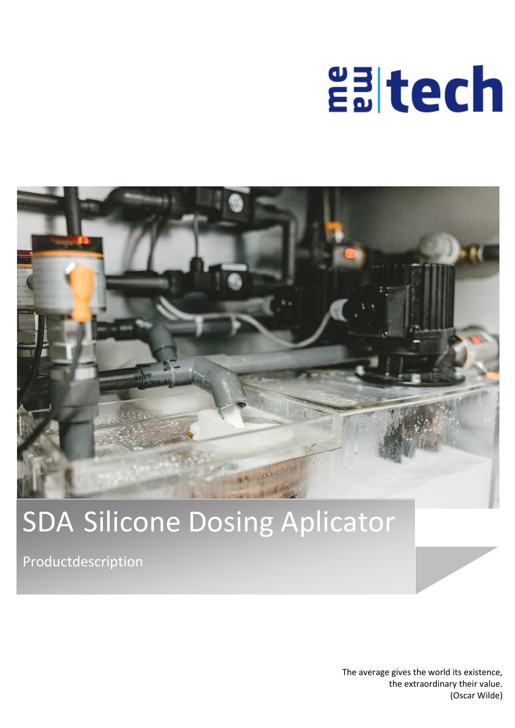mema tech

# SDA Silicone Dosing Aplicator

Productdescription

The average gives the world its existence,
the extraordinary their value.
(Oscar Wilde)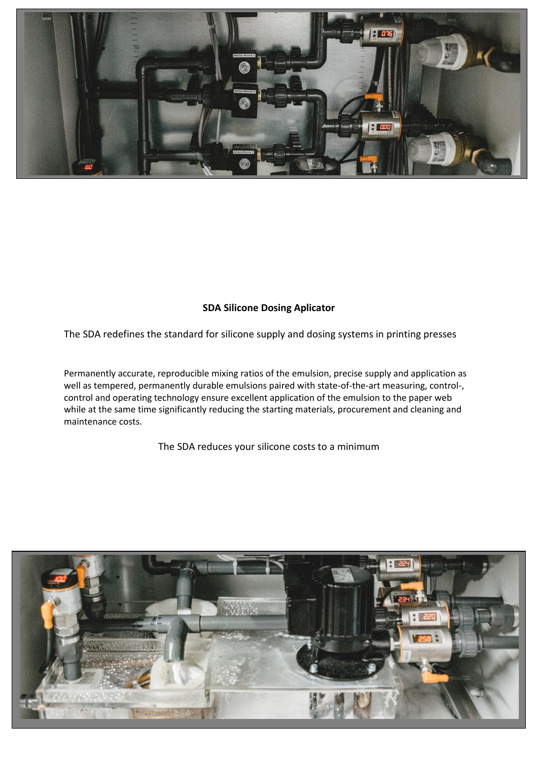**SDA Silicone Dosing Aplicator**

The SDA redefines the standard for silicone supply and dosing systems in printing presses

Permanently accurate, reproducible mixing ratios of the emulsion, precise supply and application as well as tempered, permanently durable emulsions paired with state-of-the-art measuring, control-, control and operating technology ensure excellent application of the emulsion to the paper web while at the same time significantly reducing the starting materials, procurement and cleaning and maintenance costs.

The SDA reduces your silicone costs to a minimum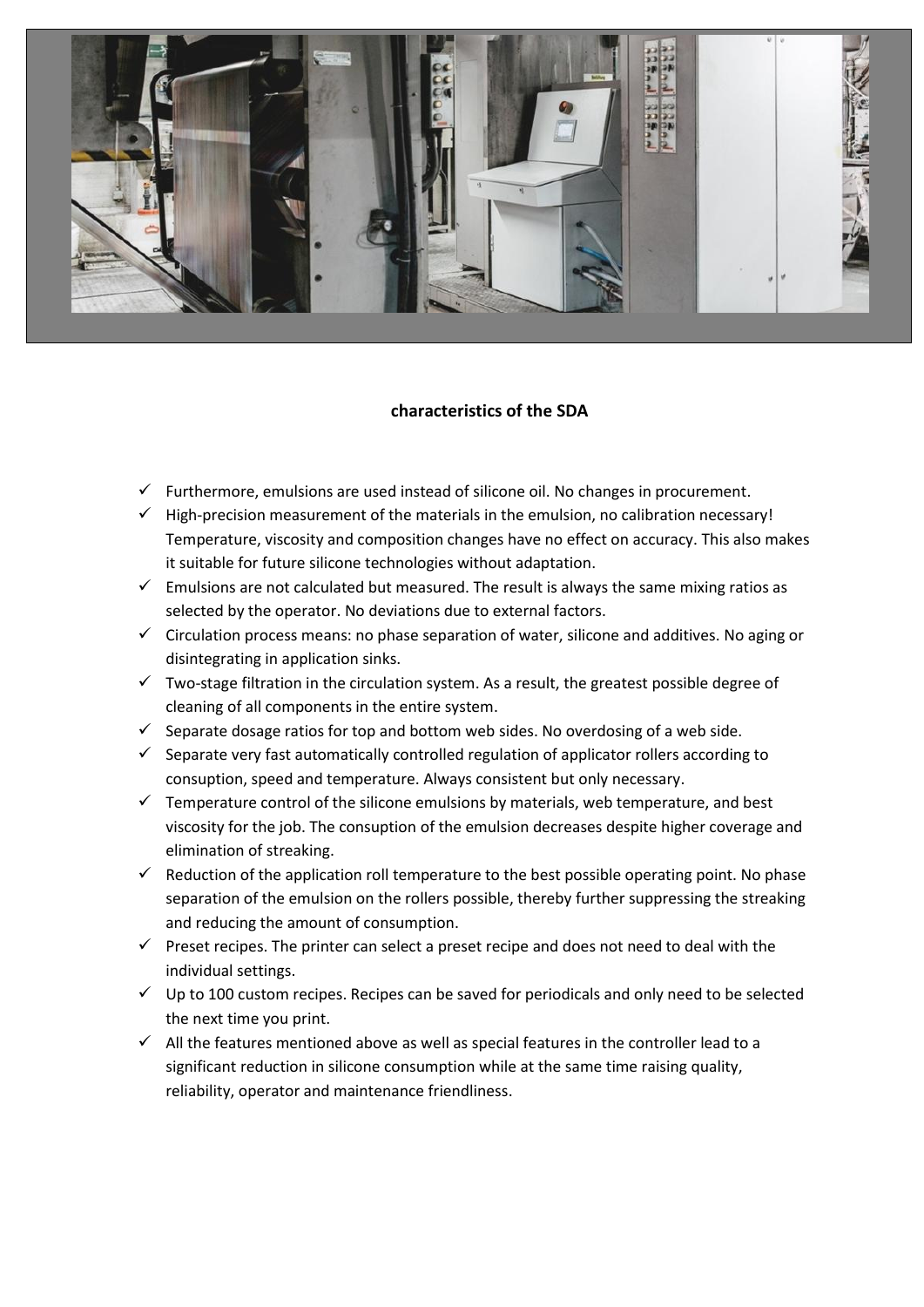## characteristics of the SDA

- ✓ Furthermore, emulsions are used instead of silicone oil. No changes in procurement.
- ✓ High-precision measurement of the materials in the emulsion, no calibration necessary! Temperature, viscosity and composition changes have no effect on accuracy. This also makes it suitable for future silicone technologies without adaptation.
- ✓ Emulsions are not calculated but measured. The result is always the same mixing ratios as selected by the operator. No deviations due to external factors.
- ✓ Circulation process means: no phase separation of water, silicone and additives. No aging or disintegrating in application sinks.
- ✓ Two-stage filtration in the circulation system. As a result, the greatest possible degree of cleaning of all components in the entire system.
- ✓ Separate dosage ratios for top and bottom web sides. No overdosing of a web side.
- ✓ Separate very fast automatically controlled regulation of applicator rollers according to consuption, speed and temperature. Always consistent but only necessary.
- ✓ Temperature control of the silicone emulsions by materials, web temperature, and best viscosity for the job. The consuption of the emulsion decreases despite higher coverage and elimination of streaking.
- ✓ Reduction of the application roll temperature to the best possible operating point. No phase separation of the emulsion on the rollers possible, thereby further suppressing the streaking and reducing the amount of consumption.
- ✓ Preset recipes. The printer can select a preset recipe and does not need to deal with the individual settings.
- ✓ Up to 100 custom recipes. Recipes can be saved for periodicals and only need to be selected the next time you print.
- ✓ All the features mentioned above as well as special features in the controller lead to a significant reduction in silicone consumption while at the same time raising quality, reliability, operator and maintenance friendliness.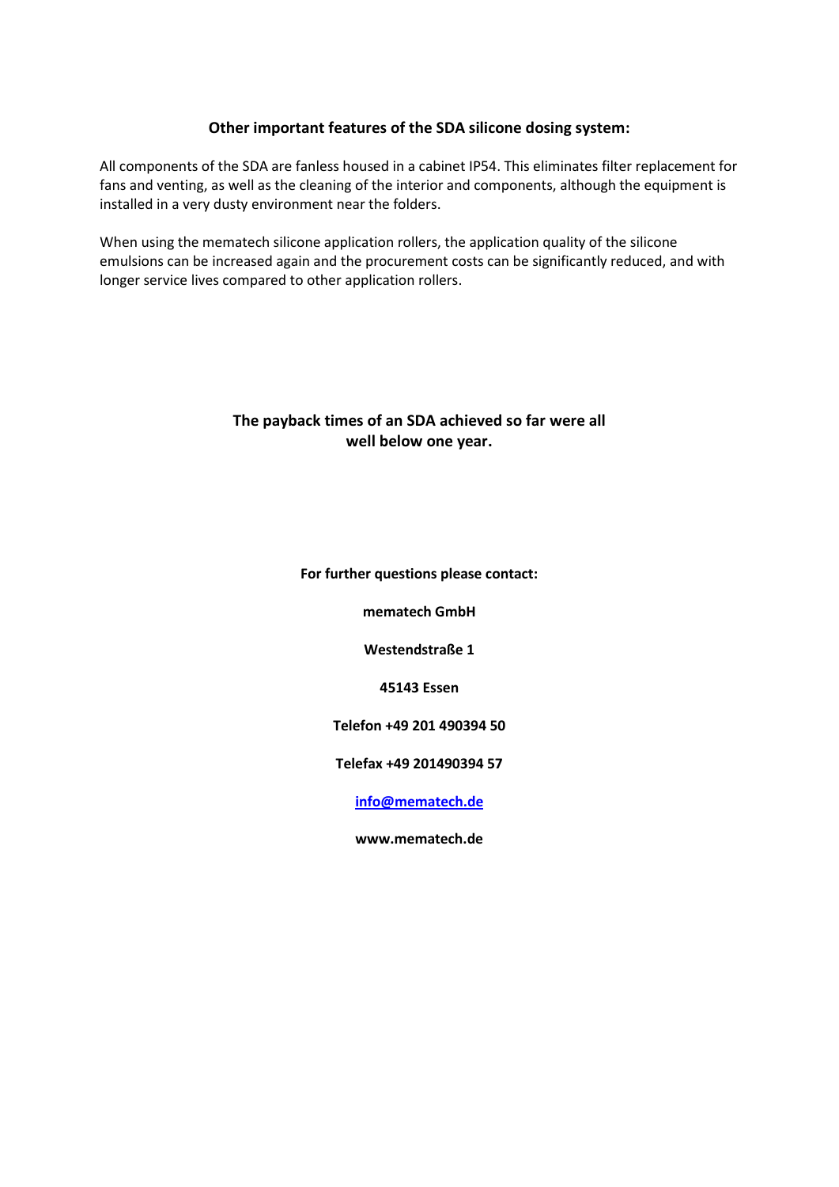### Other important features of the SDA silicone dosing system:

All components of the SDA are fanless housed in a cabinet IP54. This eliminates filter replacement for fans and venting, as well as the cleaning of the interior and components, although the equipment is installed in a very dusty environment near the folders.

When using the479 mematech silicone application rollers, the application quality of the silicone emulsions can be increased again and the procurement costs can be significantly reduced, and with longer service lives compared to other application rollers.

**The payback times of an SDA achieved so far were all well below one year.**

**For further questions please contact:**

**mematech GmbH**

**Westendstraße 1**

**45143 Essen**

**Telefon +49 201 490394 50**

**Telefax +49 201490394 57**

**info@mematech.de**

**www.mematech.de**